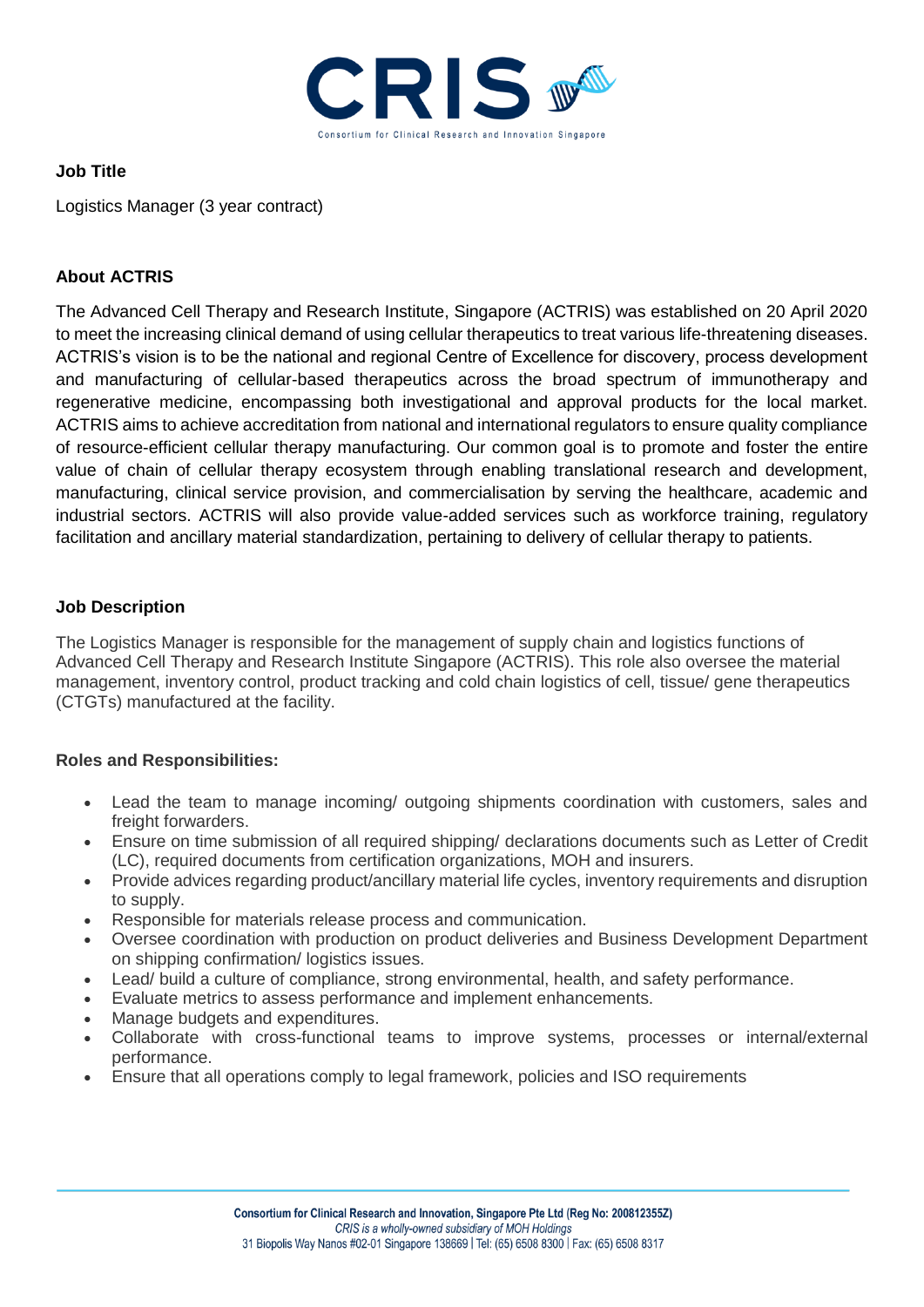CRIS

Consortium for Clinical Research and Innovation Singapore

**Job Title**

Logistics Manager (3 year contract)

**About ACTRIS**

The Advanced Cell Therapy and Research Institute, Singapore (ACTRIS) was established on 20 April 2020 to meet the increasing clinical demand of using cellular therapeutics to treat various life-threatening diseases. ACTRIS's vision is to be the national and regional Centre of Excellence for discovery, process development and manufacturing of cellular-based therapeutics across the broad spectrum of immunotherapy and regenerative medicine, encompassing both investigational and approval products for the local market. ACTRIS aims to achieve accreditation from national and international regulators to ensure quality compliance of resource-efficient cellular therapy manufacturing. Our common goal is to promote and foster the entire value of chain of cellular therapy ecosystem through enabling translational research and development, manufacturing, clinical service provision, and commercialisation by serving the healthcare, academic and industrial sectors. ACTRIS will also provide value-added services such as workforce training, regulatory facilitation and ancillary material standardization, pertaining to delivery of cellular therapy to patients.

**Job Description**

The Logistics Manager is responsible for the management of supply chain and logistics functions of Advanced Cell Therapy and Research Institute Singapore (ACTRIS). This role also oversee the material management, inventory control, product tracking and cold chain logistics of cell, tissue/ gene therapeutics (CTGTs) manufactured at the facility.

**Roles and Responsibilities:**

- Lead the team to manage incoming/ outgoing shipments coordination with customers, sales and freight forwarders.
- Ensure on time submission of all required shipping/ declarations documents such as Letter of Credit (LC), required documents from certification organizations, MOH and insurers.
- Provide advices regarding product/ancillary material life cycles, inventory requirements and disruption to supply.
- Responsible for materials release process and communication.
- Oversee coordination with production on product deliveries and Business Development Department on shipping confirmation/ logistics issues.
- Lead/ build a culture of compliance, strong environmental, health, and safety performance.
- Evaluate metrics to assess performance and implement enhancements.
- Manage budgets and expenditures.
- Collaborate with cross-functional teams to improve systems, processes or internal/external performance.
- Ensure that all operations comply to legal framework, policies and ISO requirements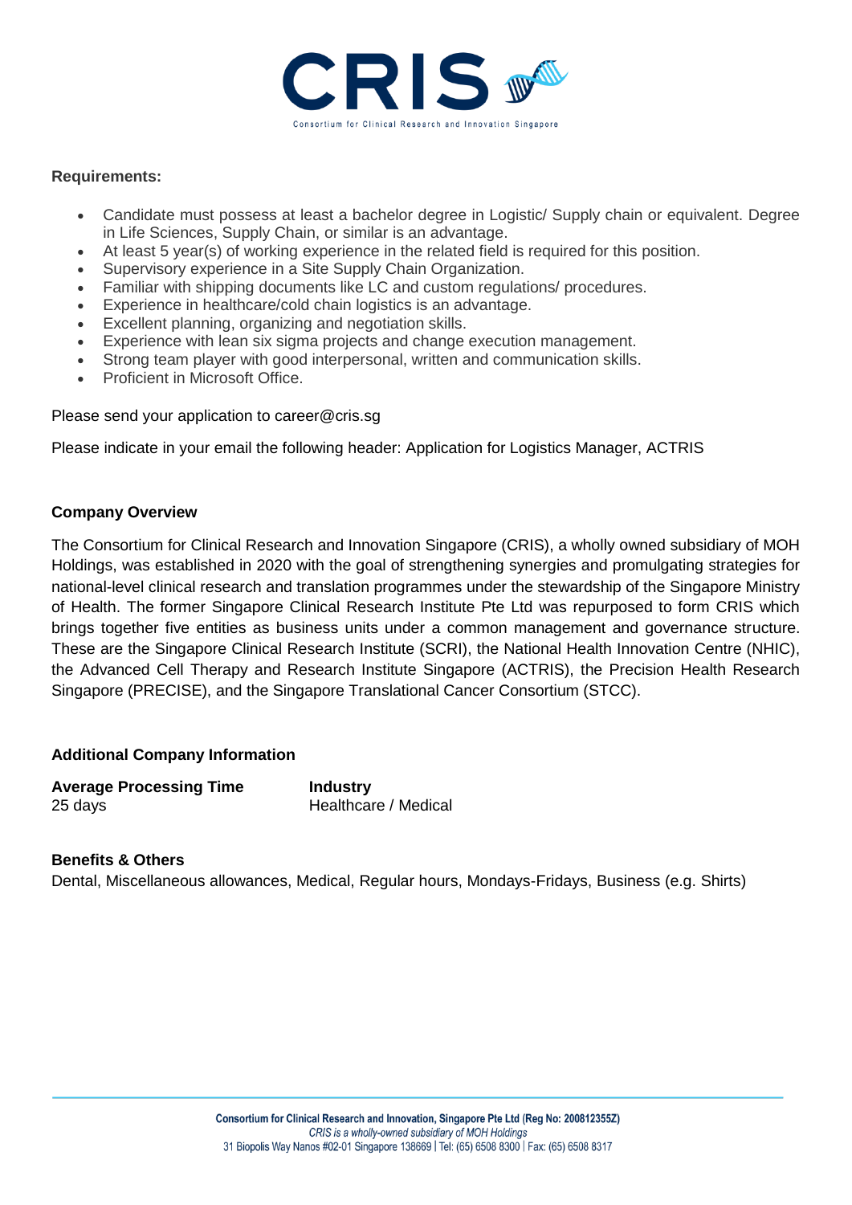**Requirements:**

- Candidate must possess at least a bachelor degree in Logistic/ Supply chain or equivalent. Degree in Life Sciences, Supply Chain, or similar is an advantage.
- At least 5 year(s) of working experience in the related field is required for this position.
- Supervisory experience in a Site Supply Chain Organization.
- Familiar with shipping documents like LC and custom regulations/ procedures.
- Experience in healthcare/cold chain logistics is an advantage.
- Excellent planning, organizing and negotiation skills.
- Experience with lean six sigma projects and change execution management.
- Strong team player with good interpersonal, written and communication skills.
- Proficient in Microsoft Office.

Please send your application to career@cris.sg

Please indicate in your email the following header: Application for Logistics Manager, ACTRIS

**Company Overview**

The Consortium for Clinical Research and Innovation Singapore (CRIS), a wholly owned subsidiary of MOH Holdings, was established in 2020 with the goal of strengthening synergies and promulgating strategies for national-level clinical research and translation programmes under the stewardship of the Singapore Ministry of Health. The former Singapore Clinical Research Institute Pte Ltd was repurposed to form CRIS which brings together five entities as business units under a common management and governance structure. These are the Singapore Clinical Research Institute (SCRI), the National Health Innovation Centre (NHIC), the Advanced Cell Therapy and Research Institute Singapore (ACTRIS), the Precision Health Research Singapore (PRECISE), and the Singapore Translational Cancer Consortium (STCC).

**Additional Company Information**

**Average Processing Time**
25 days

**Industry**
Healthcare / Medical

**Benefits & Others**
Dental, Miscellaneous allowances, Medical, Regular hours, Mondays-Fridays, Business (e.g. Shirts)